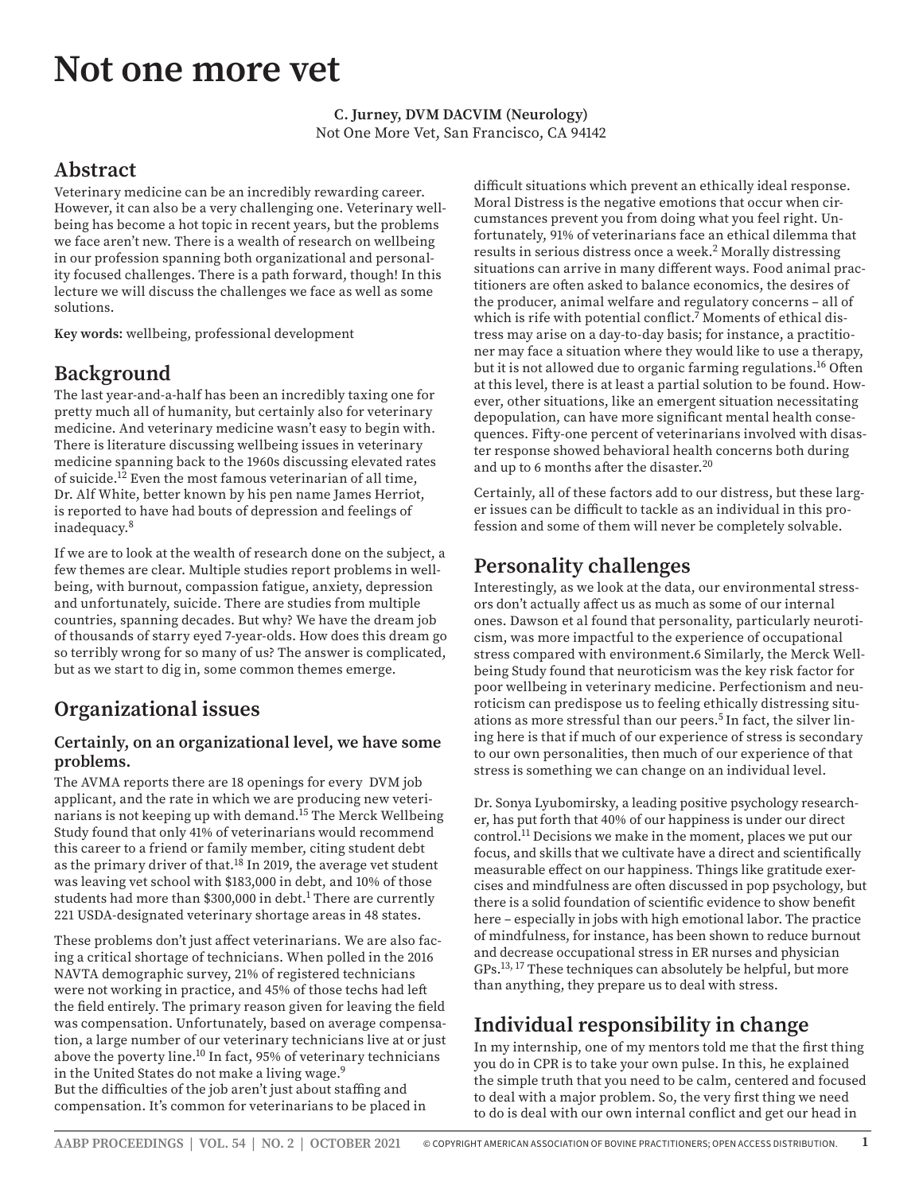# Not one more vet

**C. Jurney, DVM DACVIM (Neurology)**
Not One More Vet, San Francisco, CA 94142

## Abstract

Veterinary medicine can be an incredibly rewarding career. However, it can also be a very challenging one. Veterinary wellbeing has become a hot topic in recent years, but the problems we face aren't new. There is a wealth of research on wellbeing in our profession spanning both organizational and personality focused challenges. There is a path forward, though! In this lecture we will discuss the challenges we face as well as some solutions.

**Key words:** wellbeing, professional development

## Background

The last year-and-a-half has been an incredibly taxing one for pretty much all of humanity, but certainly also for veterinary medicine. And veterinary medicine wasn't easy to begin with. There is literature discussing wellbeing issues in veterinary medicine spanning back to the 1960s discussing elevated rates of suicide.[12] Even the most famous veterinarian of all time, Dr. Alf White, better known by his pen name James Herriot, is reported to have had bouts of depression and feelings of inadequacy.[8]

If we are to look at the wealth of research done on the subject, a few themes are clear. Multiple studies report problems in wellbeing, with burnout, compassion fatigue, anxiety, depression and unfortunately, suicide. There are studies from multiple countries, spanning decades. But why? We have the dream job of thousands of starry eyed 7-year-olds. How does this dream go so terribly wrong for so many of us? The answer is complicated, but as we start to dig in, some common themes emerge.

## Organizational issues

### Certainly, on an organizational level, we have some problems.

The AVMA reports there are 18 openings for every DVM job applicant, and the rate in which we are producing new veterinarians is not keeping up with demand.[15] The Merck Wellbeing Study found that only 41% of veterinarians would recommend this career to a friend or family member, citing student debt as the primary driver of that.[18] In 2019, the average vet student was leaving vet school with $183,000 in debt, and 10% of those students had more than $300,000 in debt.[1] There are currently 221 USDA-designated veterinary shortage areas in 48 states.

These problems don't just affect veterinarians. We are also facing a critical shortage of technicians. When polled in the 2016 NAVTA demographic survey, 21% of registered technicians were not working in practice, and 45% of those techs had left the field entirely. The primary reason given for leaving the field was compensation. Unfortunately, based on average compensation, a large number of our veterinary technicians live at or just above the poverty line.[10] In fact, 95% of veterinary technicians in the United States do not make a living wage.[9]
But the difficulties of the job aren't just about staffing and compensation. It's common for veterinarians to be placed in difficult situations which prevent an ethically ideal response. Moral Distress is the negative emotions that occur when circumstances prevent you from doing what you feel right. Unfortunately, 91% of veterinarians face an ethical dilemma that results in serious distress once a week.[2] Morally distressing situations can arrive in many different ways. Food animal practitioners are often asked to balance economics, the desires of the producer, animal welfare and regulatory concerns – all of which is rife with potential conflict.[7] Moments of ethical distress may arise on a day-to-day basis; for instance, a practitioner may face a situation where they would like to use a therapy, but it is not allowed due to organic farming regulations.[16] Often at this level, there is at least a partial solution to be found. However, other situations, like an emergent situation necessitating depopulation, can have more significant mental health consequences. Fifty-one percent of veterinarians involved with disaster response showed behavioral health concerns both during and up to 6 months after the disaster.[20]

Certainly, all of these factors add to our distress, but these larger issues can be difficult to tackle as an individual in this profession and some of them will never be completely solvable.

## Personality challenges

Interestingly, as we look at the data, our environmental stressors don't actually affect us as much as some of our internal ones. Dawson et al found that personality, particularly neuroticism, was more impactful to the experience of occupational stress compared with environment.6 Similarly, the Merck Wellbeing Study found that neuroticism was the key risk factor for poor wellbeing in veterinary medicine. Perfectionism and neuroticism can predispose us to feeling ethically distressing situations as more stressful than our peers.[5] In fact, the silver lining here is that if much of our experience of stress is secondary to our own personalities, then much of our experience of that stress is something we can change on an individual level.

Dr. Sonya Lyubomirsky, a leading positive psychology researcher, has put forth that 40% of our happiness is under our direct control.[11] Decisions we make in the moment, places we put our focus, and skills that we cultivate have a direct and scientifically measurable effect on our happiness. Things like gratitude exercises and mindfulness are often discussed in pop psychology, but there is a solid foundation of scientific evidence to show benefit here – especially in jobs with high emotional labor. The practice of mindfulness, for instance, has been shown to reduce burnout and decrease occupational stress in ER nurses and physician GPs.[13, 17] These techniques can absolutely be helpful, but more than anything, they prepare us to deal with stress.

## Individual responsibility in change

In my internship, one of my mentors told me that the first thing you do in CPR is to take your own pulse. In this, he explained the simple truth that you need to be calm, centered and focused to deal with a major problem. So, the very first thing we need to do is deal with our own internal conflict and get our head in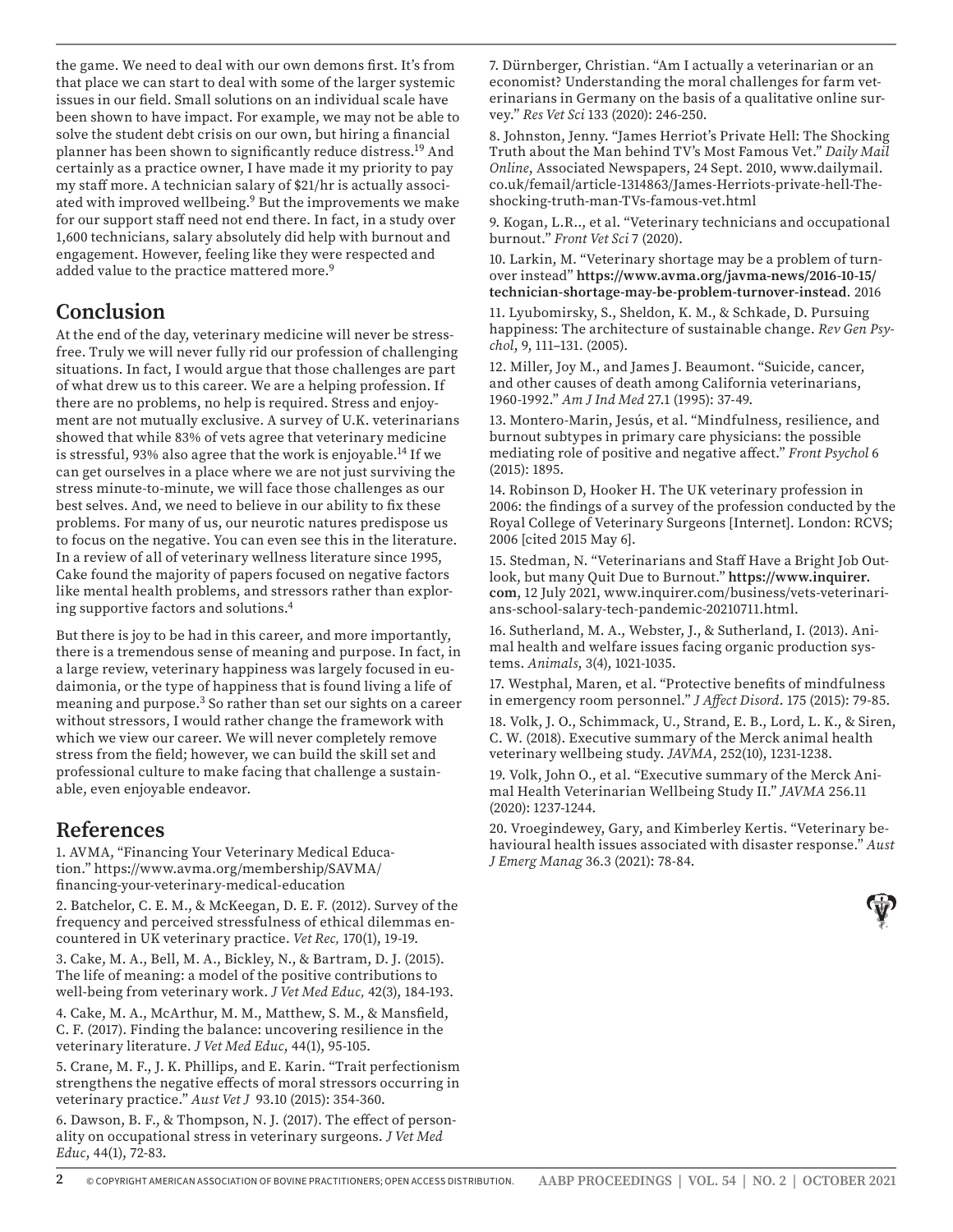the game. We need to deal with our own demons first. It's from that place we can start to deal with some of the larger systemic issues in our field. Small solutions on an individual scale have been shown to have impact. For example, we may not be able to solve the student debt crisis on our own, but hiring a financial planner has been shown to significantly reduce distress.[19] And certainly as a practice owner, I have made it my priority to pay my staff more. A technician salary of $21/hr is actually associated with improved wellbeing.[9] But the improvements we make for our support staff need not end there. In fact, in a study over 1,600 technicians, salary absolutely did help with burnout and engagement. However, feeling like they were respected and added value to the practice mattered more.[9]

## Conclusion

At the end of the day, veterinary medicine will never be stress-free. Truly we will never fully rid our profession of challenging situations. In fact, I would argue that those challenges are part of what drew us to this career. We are a helping profession. If there are no problems, no help is required. Stress and enjoyment are not mutually exclusive. A survey of U.K. veterinarians showed that while 83% of vets agree that veterinary medicine is stressful, 93% also agree that the work is enjoyable.[14] If we can get ourselves in a place where we are not just surviving the stress minute-to-minute, we will face those challenges as our best selves. And, we need to believe in our ability to fix these problems. For many of us, our neurotic natures predispose us to focus on the negative. You can even see this in the literature. In a review of all of veterinary wellness literature since 1995, Cake found the majority of papers focused on negative factors like mental health problems, and stressors rather than exploring supportive factors and solutions.[4]

But there is joy to be had in this career, and more importantly, there is a tremendous sense of meaning and purpose. In fact, in a large review, veterinary happiness was largely focused in eudaimonia, or the type of happiness that is found living a life of meaning and purpose.[3] So rather than set our sights on a career without stressors, I would rather change the framework with which we view our career. We will never completely remove stress from the field; however, we can build the skill set and professional culture to make facing that challenge a sustainable, even enjoyable endeavor.

## References

1. AVMA, "Financing Your Veterinary Medical Education." https://www.avma.org/membership/SAVMA/financing-your-veterinary-medical-education

2. Batchelor, C. E. M., & McKeegan, D. E. F. (2012). Survey of the frequency and perceived stressfulness of ethical dilemmas encountered in UK veterinary practice. *Vet Rec,* 170(1), 19-19.

3. Cake, M. A., Bell, M. A., Bickley, N., & Bartram, D. J. (2015). The life of meaning: a model of the positive contributions to well-being from veterinary work. *J Vet Med Educ,* 42(3), 184-193.

4. Cake, M. A., McArthur, M. M., Matthew, S. M., & Mansfield, C. F. (2017). Finding the balance: uncovering resilience in the veterinary literature. *J Vet Med Educ*, 44(1), 95-105.

5. Crane, M. F., J. K. Phillips, and E. Karin. "Trait perfectionism strengthens the negative effects of moral stressors occurring in veterinary practice." *Aust Vet J* 93.10 (2015): 354-360.

6. Dawson, B. F., & Thompson, N. J. (2017). The effect of personality on occupational stress in veterinary surgeons. *J Vet Med Educ*, 44(1), 72-83.

7. Dürnberger, Christian. "Am I actually a veterinarian or an economist? Understanding the moral challenges for farm veterinarians in Germany on the basis of a qualitative online survey." *Res Vet Sci* 133 (2020): 246-250.

8. Johnston, Jenny. "James Herriot's Private Hell: The Shocking Truth about the Man behind TV's Most Famous Vet." *Daily Mail Online*, Associated Newspapers, 24 Sept. 2010, www.dailymail.co.uk/femail/article-1314863/James-Herriots-private-hell-The-shocking-truth-man-TVs-famous-vet.html

9. Kogan, L.R.., et al. "Veterinary technicians and occupational burnout." *Front Vet Sci* 7 (2020).

10. Larkin, M. "Veterinary shortage may be a problem of turnover instead" **https://www.avma.org/javma-news/2016-10-15/technician-shortage-may-be-problem-turnover-instead**. 2016

11. Lyubomirsky, S., Sheldon, K. M., & Schkade, D. Pursuing happiness: The architecture of sustainable change. *Rev Gen Psychol*, 9, 111–131. (2005).

12. Miller, Joy M., and James J. Beaumont. "Suicide, cancer, and other causes of death among California veterinarians, 1960-1992." *Am J Ind Med* 27.1 (1995): 37-49.

13. Montero-Marin, Jesús, et al. "Mindfulness, resilience, and burnout subtypes in primary care physicians: the possible mediating role of positive and negative affect." *Front Psychol* 6 (2015): 1895.

14. Robinson D, Hooker H. The UK veterinary profession in 2006: the findings of a survey of the profession conducted by the Royal College of Veterinary Surgeons [Internet]. London: RCVS; 2006 [cited 2015 May 6].

15. Stedman, N. "Veterinarians and Staff Have a Bright Job Outlook, but many Quit Due to Burnout." **https://www.inquirer.com**, 12 July 2021, www.inquirer.com/business/vets-veterinarians-school-salary-tech-pandemic-20210711.html.

16. Sutherland, M. A., Webster, J., & Sutherland, I. (2013). Animal health and welfare issues facing organic production systems. *Animals*, 3(4), 1021-1035.

17. Westphal, Maren, et al. "Protective benefits of mindfulness in emergency room personnel." *J Affect Disord*. 175 (2015): 79-85.

18. Volk, J. O., Schimmack, U., Strand, E. B., Lord, L. K., & Siren, C. W. (2018). Executive summary of the Merck animal health veterinary wellbeing study. *JAVMA*, 252(10), 1231-1238.

19. Volk, John O., et al. "Executive summary of the Merck Animal Health Veterinarian Wellbeing Study II." *JAVMA* 256.11 (2020): 1237-1244.

20. Vroegindewey, Gary, and Kimberley Kertis. "Veterinary behavioural health issues associated with disaster response." *Aust J Emerg Manag* 36.3 (2021): 78-84.